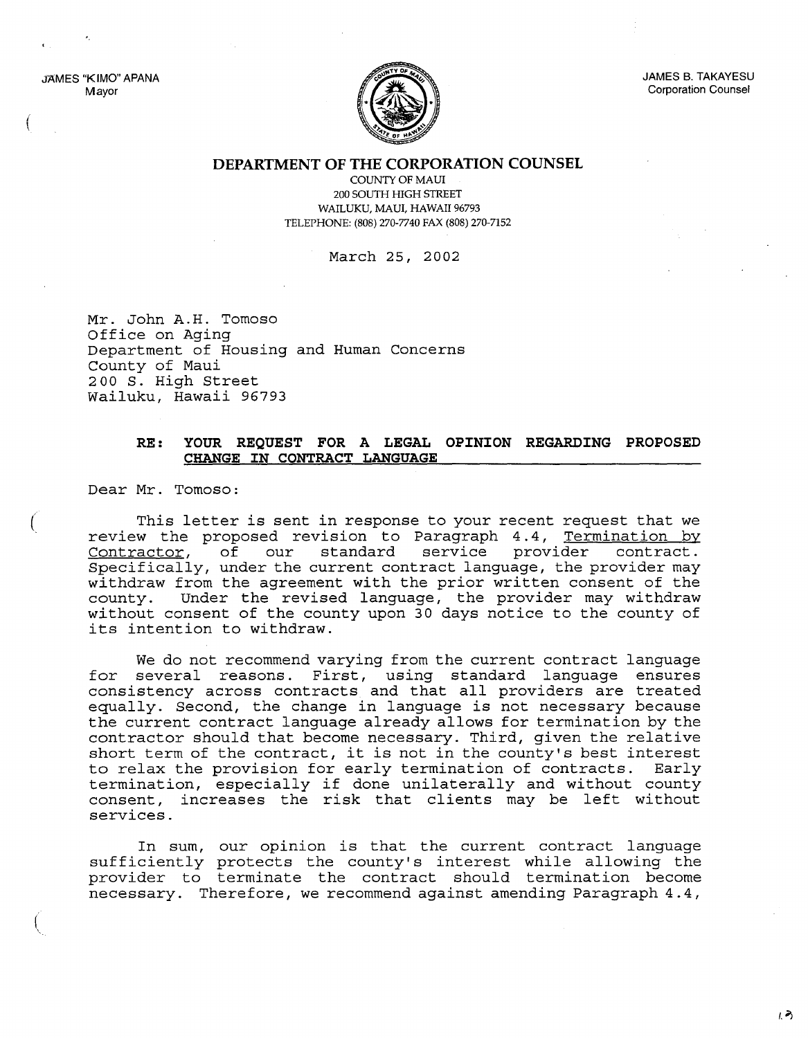JAMES "KIMO" APANA
Mayor

JAMES B. TAKAYESU
Corporation Counsel

**DEPARTMENT OF THE CORPORATION COUNSEL**

COUNTY OF MAUI
200 SOUTH HIGH STREET
WAILUKU, MAUI, HAWAII 96793
TELEPHONE: (808) 270-7740 FAX (808) 270-7152

March 25, 2002

Mr. John A.H. Tomoso
Office on Aging
Department of Housing and Human Concerns
County of Maui
200 S. High Street
Wailuku, Hawaii 96793

**RE: YOUR REQUEST FOR A LEGAL OPINION REGARDING PROPOSED CHANGE IN CONTRACT LANGUAGE**

Dear Mr. Tomoso:

This letter is sent in response to your recent request that we review the proposed revision to Paragraph 4.4, Termination by Contractor, of our standard service provider contract. Specifically, under the current contract language, the provider may withdraw from the agreement with the prior written consent of the county. Under the revised language, the provider may withdraw without consent of the county upon 30 days notice to the county of its intention to withdraw.

We do not recommend varying from the current contract language for several reasons. First, using standard language ensures consistency across contracts and that all providers are treated equally. Second, the change in language is not necessary because the current contract language already allows for termination by the contractor should that become necessary. Third, given the relative short term of the contract, it is not in the county's best interest to relax the provision for early termination of contracts. Early termination, especially if done unilaterally and without county consent, increases the risk that clients may be left without services.

In sum, our opinion is that the current contract language sufficiently protects the county's interest while allowing the provider to terminate the contract should termination become necessary. Therefore, we recommend against amending Paragraph 4.4,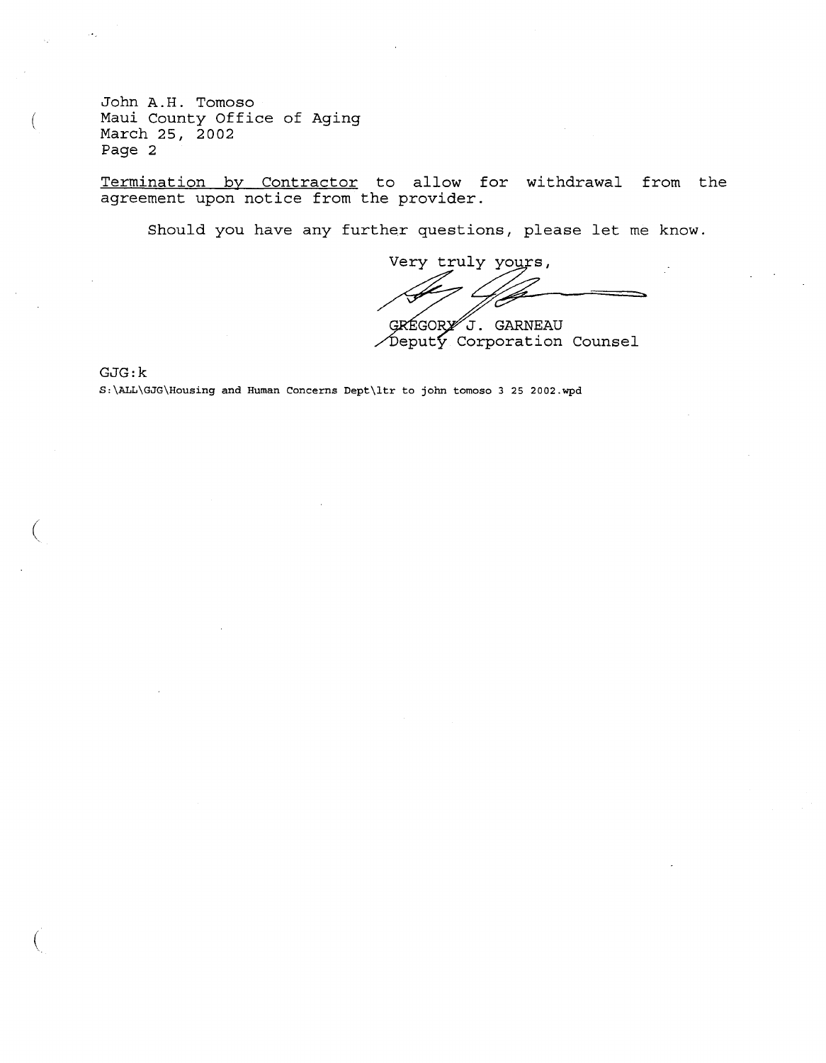John A.H. Tomoso
Maui County Office of Aging
March 25, 2002
Page 2

<u>Termination by Contractor</u> to allow for withdrawal from the agreement upon notice from the provider.

Should you have any further questions, please let me know.

Very truly yours,

GREGORY J. GARNEAU
Deputy Corporation Counsel

GJG:k
S:\ALL\GJG\Housing and Human Concerns Dept\ltr to john tomoso 3 25 2002.wpd